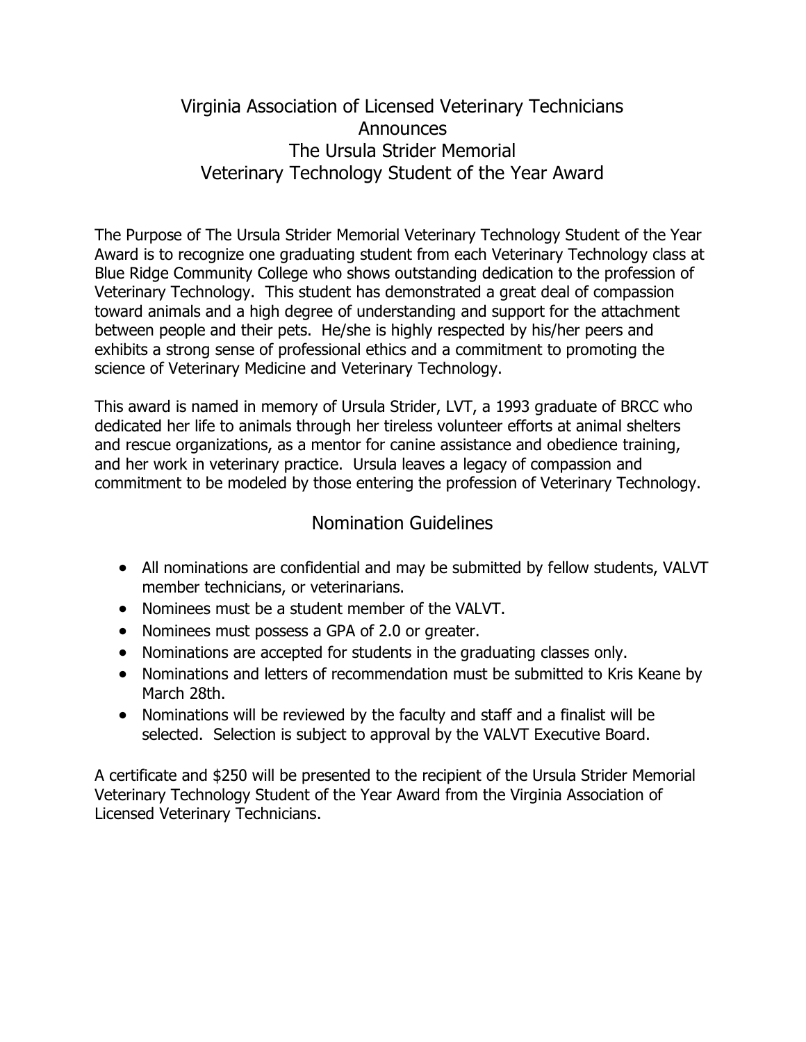# Virginia Association of Licensed Veterinary Technicians Announces The Ursula Strider Memorial Veterinary Technology Student of the Year Award

The Purpose of The Ursula Strider Memorial Veterinary Technology Student of the Year Award is to recognize one graduating student from each Veterinary Technology class at Blue Ridge Community College who shows outstanding dedication to the profession of Veterinary Technology. This student has demonstrated a great deal of compassion toward animals and a high degree of understanding and support for the attachment between people and their pets. He/she is highly respected by his/her peers and exhibits a strong sense of professional ethics and a commitment to promoting the science of Veterinary Medicine and Veterinary Technology.

This award is named in memory of Ursula Strider, LVT, a 1993 graduate of BRCC who dedicated her life to animals through her tireless volunteer efforts at animal shelters and rescue organizations, as a mentor for canine assistance and obedience training, and her work in veterinary practice. Ursula leaves a legacy of compassion and commitment to be modeled by those entering the profession of Veterinary Technology.

## Nomination Guidelines

- All nominations are confidential and may be submitted by fellow students, VALVT member technicians, or veterinarians.
- Nominees must be a student member of the VALVT.
- Nominees must possess a GPA of 2.0 or greater.
- Nominations are accepted for students in the graduating classes only.
- Nominations and letters of recommendation must be submitted to Kris Keane by March 28th.
- Nominations will be reviewed by the faculty and staff and a finalist will be selected. Selection is subject to approval by the VALVT Executive Board.

A certificate and $250 will be presented to the recipient of the Ursula Strider Memorial Veterinary Technology Student of the Year Award from the Virginia Association of Licensed Veterinary Technicians.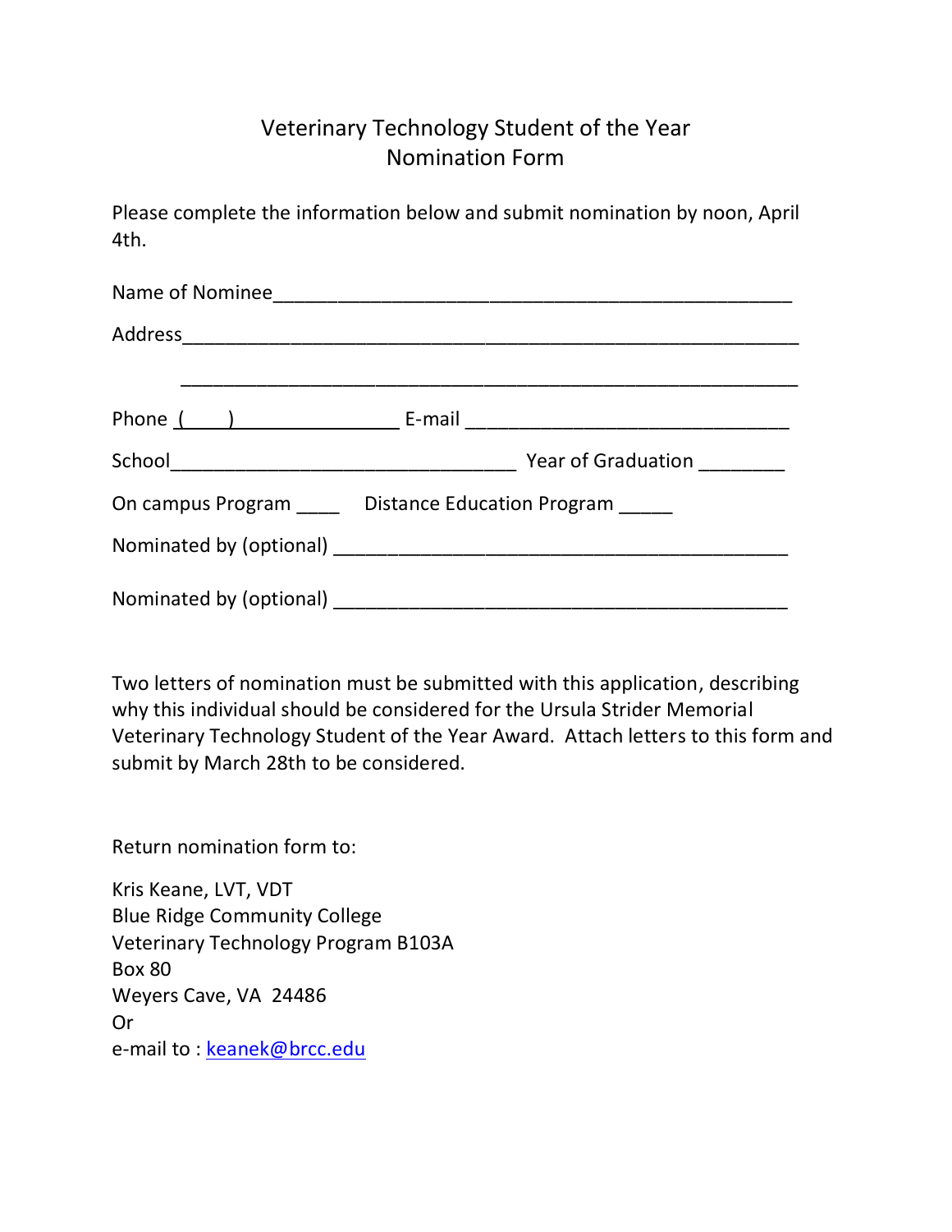# Veterinary Technology Student of the Year
# Nomination Form

Please complete the information below and submit nomination by noon, April 4th.

Name of Nominee_______________________________________________

Address_______________________________________________________

_____________________________________________________________

Phone (____) _______________ E-mail ______________________________

School________________________________ Year of Graduation ________

On campus Program ____ Distance Education Program _____

Nominated by (optional) __________________________________________

Nominated by (optional) __________________________________________

Two letters of nomination must be submitted with this application, describing why this individual should be considered for the Ursula Strider Memorial Veterinary Technology Student of the Year Award. Attach letters to this form and submit by March 28th to be considered.

Return nomination form to:

Kris Keane, LVT, VDT
Blue Ridge Community College
Veterinary Technology Program B103A
Box 80
Weyers Cave, VA 24486
Or
e-mail to : keanek@brcc.edu